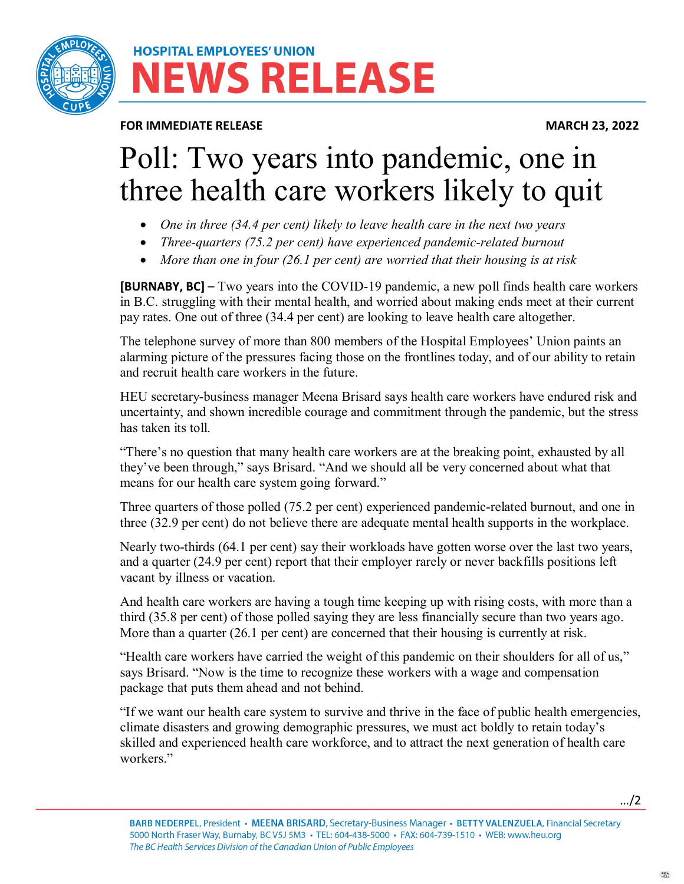HOSPITAL EMPLOYEES' UNION

# NEWS RELEASE

**FOR IMMEDIATE RELEASE** **MARCH 23, 2022**

# Poll: Two years into pandemic, one in three health care workers likely to quit

- *One in three (34.4 per cent) likely to leave health care in the next two years*
- *Three-quarters (75.2 per cent) have experienced pandemic-related burnout*
- *More than one in four (26.1 per cent) are worried that their housing is at risk*

**[BURNABY, BC] –** Two years into the COVID-19 pandemic, a new poll finds health care workers in B.C. struggling with their mental health, and worried about making ends meet at their current pay rates. One out of three (34.4 per cent) are looking to leave health care altogether.

The telephone survey of more than 800 members of the Hospital Employees' Union paints an alarming picture of the pressures facing those on the frontlines today, and of our ability to retain and recruit health care workers in the future.

HEU secretary-business manager Meena Brisard says health care workers have endured risk and uncertainty, and shown incredible courage and commitment through the pandemic, but the stress has taken its toll.

"There's no question that many health care workers are at the breaking point, exhausted by all they've been through," says Brisard. "And we should all be very concerned about what that means for our health care system going forward."

Three quarters of those polled (75.2 per cent) experienced pandemic-related burnout, and one in three (32.9 per cent) do not believe there are adequate mental health supports in the workplace.

Nearly two-thirds (64.1 per cent) say their workloads have gotten worse over the last two years, and a quarter (24.9 per cent) report that their employer rarely or never backfills positions left vacant by illness or vacation.

And health care workers are having a tough time keeping up with rising costs, with more than a third (35.8 per cent) of those polled saying they are less financially secure than two years ago. More than a quarter (26.1 per cent) are concerned that their housing is currently at risk.

"Health care workers have carried the weight of this pandemic on their shoulders for all of us," says Brisard. "Now is the time to recognize these workers with a wage and compensation package that puts them ahead and not behind.

"If we want our health care system to survive and thrive in the face of public health emergencies, climate disasters and growing demographic pressures, we must act boldly to retain today's skilled and experienced health care workforce, and to attract the next generation of health care workers."

.../2

**BARB NEDERPEL**, President • **MEENA BRISARD**, Secretary-Business Manager • **BETTY VALENZUELA**, Financial Secretary
5000 North Fraser Way, Burnaby, BC V5J 5M3 • TEL: 604-438-5000 • FAX: 604-739-1510 • WEB: www.heu.org
*The BC Health Services Division of the Canadian Union of Public Employees*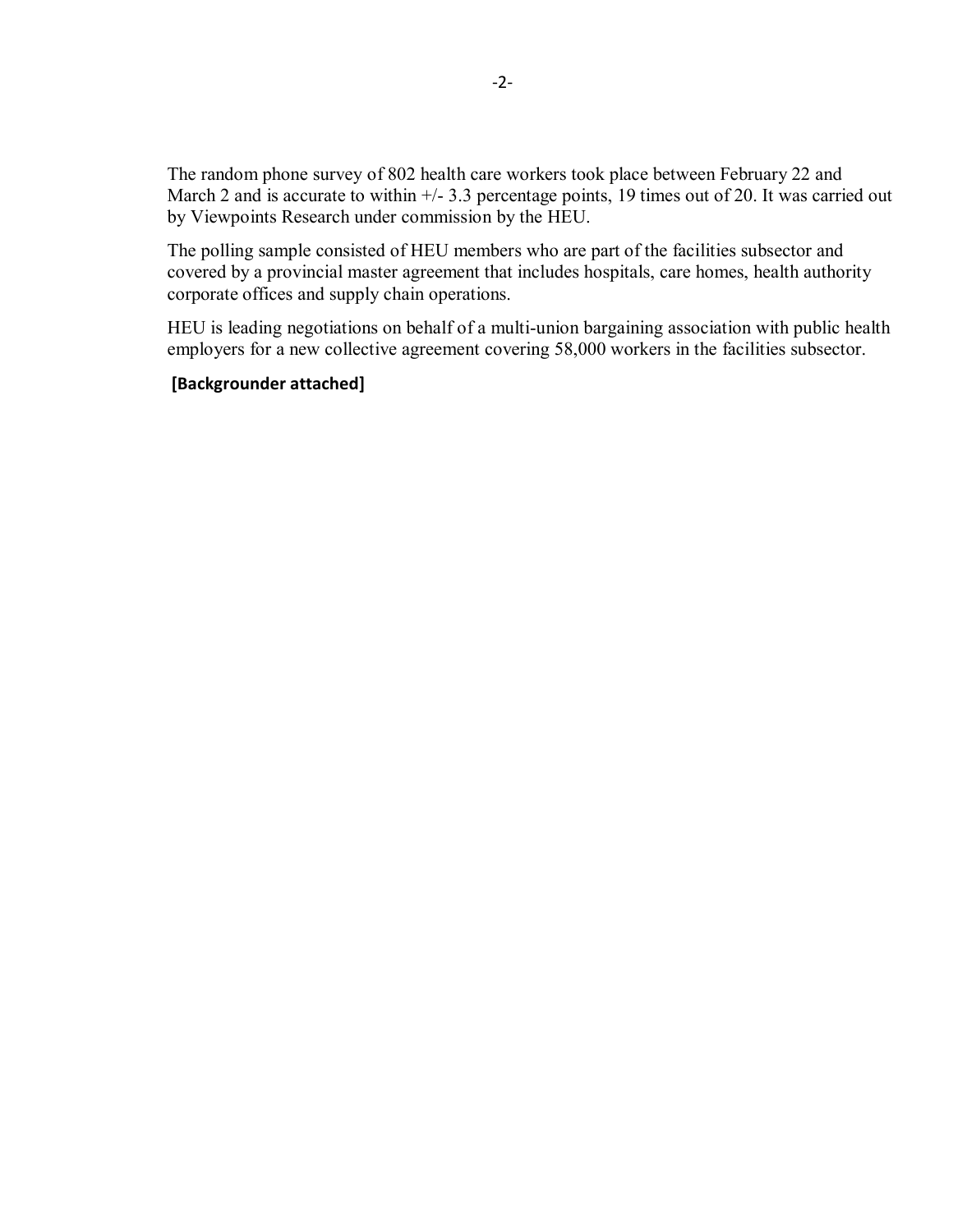The random phone survey of 802 health care workers took place between February 22 and March 2 and is accurate to within +/- 3.3 percentage points, 19 times out of 20. It was carried out by Viewpoints Research under commission by the HEU.

The polling sample consisted of HEU members who are part of the facilities subsector and covered by a provincial master agreement that includes hospitals, care homes, health authority corporate offices and supply chain operations.

HEU is leading negotiations on behalf of a multi-union bargaining association with public health employers for a new collective agreement covering 58,000 workers in the facilities subsector.

**[Backgrounder attached]**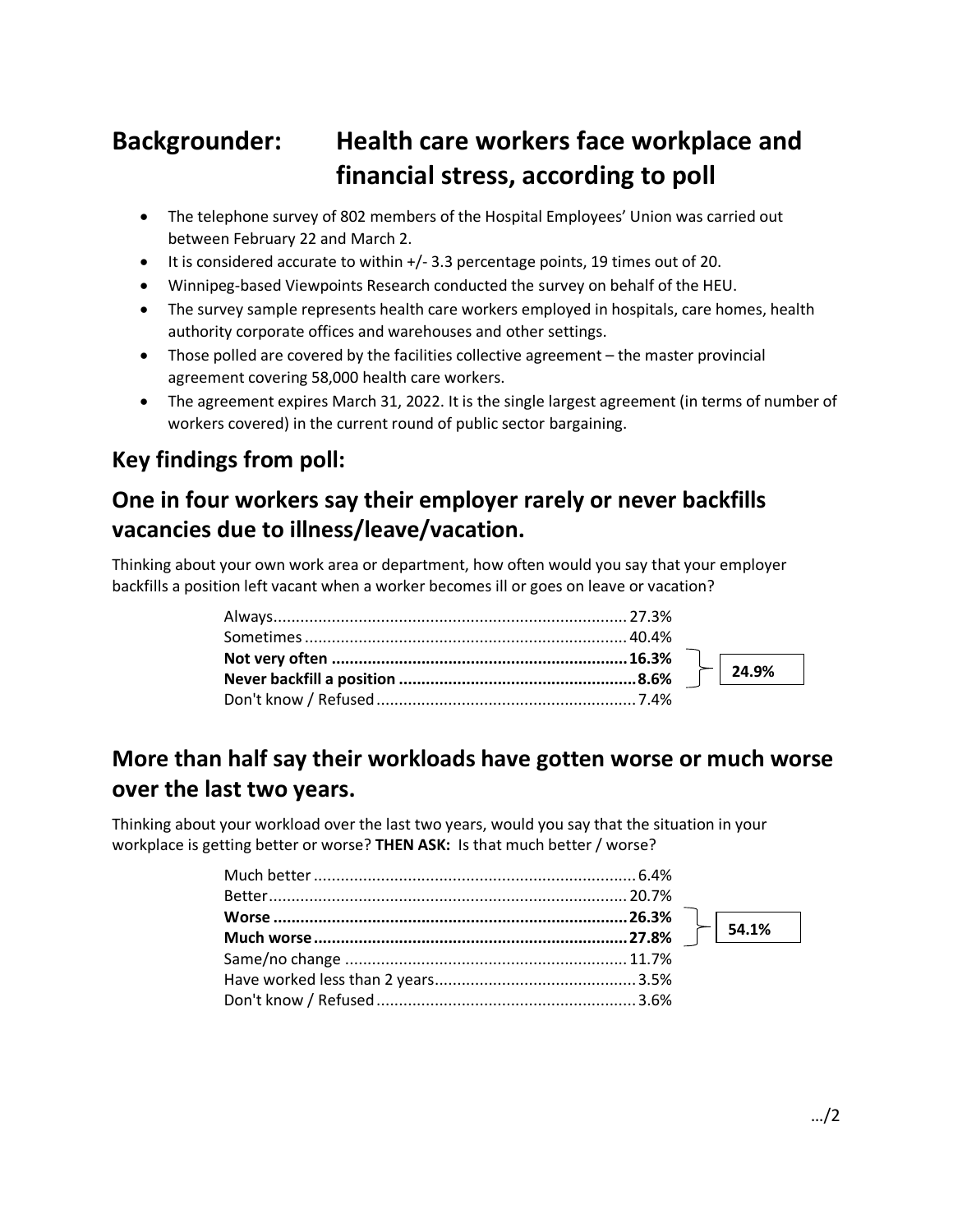# Backgrounder: Health care workers face workplace and financial stress, according to poll

- The telephone survey of 802 members of the Hospital Employees' Union was carried out between February 22 and March 2.
- It is considered accurate to within +/- 3.3 percentage points, 19 times out of 20.
- Winnipeg-based Viewpoints Research conducted the survey on behalf of the HEU.
- The survey sample represents health care workers employed in hospitals, care homes, health authority corporate offices and warehouses and other settings.
- Those polled are covered by the facilities collective agreement – the master provincial agreement covering 58,000 health care workers.
- The agreement expires March 31, 2022. It is the single largest agreement (in terms of number of workers covered) in the current round of public sector bargaining.

## Key findings from poll:

## One in four workers say their employer rarely or never backfills vacancies due to illness/leave/vacation.

Thinking about your own work area or department, how often would you say that your employer backfills a position left vacant when a worker becomes ill or goes on leave or vacation?

| Response | % | Combined |
|---|---|---|
| Always | 27.3% | |
| Sometimes | 40.4% | |
| **Not very often** | **16.3%** | **24.9%** |
| **Never backfill a position** | **8.6%** | |
| Don't know / Refused | 7.4% | |

## More than half say their workloads have gotten worse or much worse over the last two years.

Thinking about your workload over the last two years, would you say that the situation in your workplace is getting better or worse? **THEN ASK:** Is that much better / worse?

| Response | % | Combined |
|---|---|---|
| Much better | 6.4% | |
| Better | 20.7% | |
| **Worse** | **26.3%** | **54.1%** |
| **Much worse** | **27.8%** | |
| Same/no change | 11.7% | |
| Have worked less than 2 years | 3.5% | |
| Don't know / Refused | 3.6% | |

…/2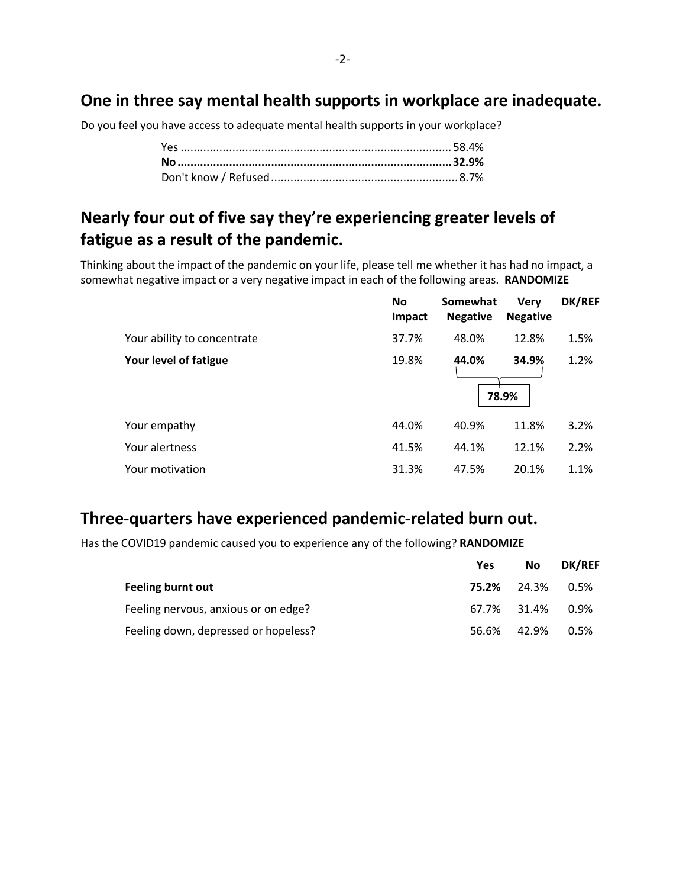## One in three say mental health supports in workplace are inadequate.

Do you feel you have access to adequate mental health supports in your workplace?

| | |
|---|---|
| Yes | 58.4% |
| **No** | **32.9%** |
| Don't know / Refused | 8.7% |

## Nearly four out of five say they're experiencing greater levels of fatigue as a result of the pandemic.

Thinking about the impact of the pandemic on your life, please tell me whether it has had no impact, a somewhat negative impact or a very negative impact in each of the following areas. **RANDOMIZE**

| | No Impact | Somewhat Negative | Very Negative | DK/REF |
|---|---|---|---|---|
| Your ability to concentrate | 37.7% | 48.0% | 12.8% | 1.5% |
| **Your level of fatigue** | 19.8% | **44.0%** | **34.9%** | 1.2% |
| | | **78.9%** | | |
| Your empathy | 44.0% | 40.9% | 11.8% | 3.2% |
| Your alertness | 41.5% | 44.1% | 12.1% | 2.2% |
| Your motivation | 31.3% | 47.5% | 20.1% | 1.1% |

## Three-quarters have experienced pandemic-related burn out.

Has the COVID19 pandemic caused you to experience any of the following? **RANDOMIZE**

| | Yes | No | DK/REF |
|---|---|---|---|
| **Feeling burnt out** | **75.2%** | 24.3% | 0.5% |
| Feeling nervous, anxious or on edge? | 67.7% | 31.4% | 0.9% |
| Feeling down, depressed or hopeless? | 56.6% | 42.9% | 0.5% |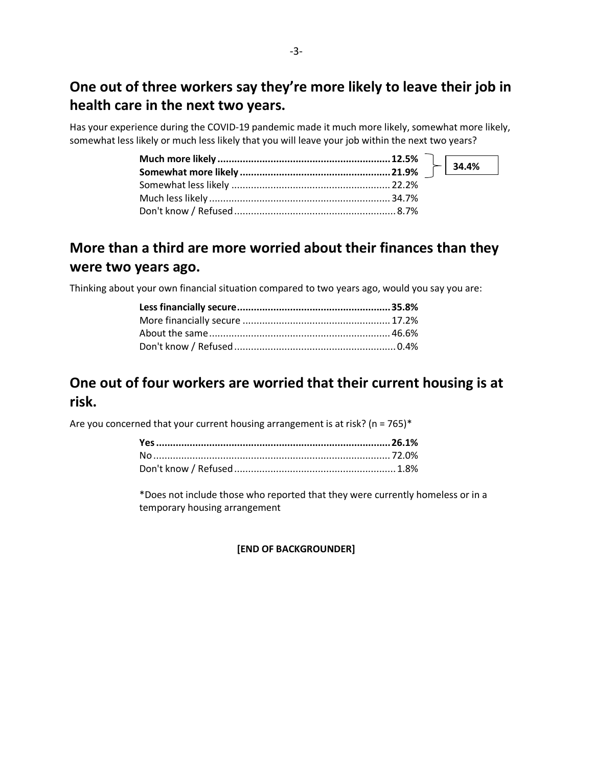## One out of three workers say they're more likely to leave their job in health care in the next two years.

Has your experience during the COVID-19 pandemic made it much more likely, somewhat more likely, somewhat less likely or much less likely that you will leave your job within the next two years?

| | | |
|---|---|---|
| **Much more likely** | **12.5%** | **34.4%** |
| **Somewhat more likely** | **21.9%** | |
| Somewhat less likely | 22.2% | |
| Much less likely | 34.7% | |
| Don't know / Refused | 8.7% | |

## More than a third are more worried about their finances than they were two years ago.

Thinking about your own financial situation compared to two years ago, would you say you are:

| | |
|---|---|
| **Less financially secure** | **35.8%** |
| More financially secure | 17.2% |
| About the same | 46.6% |
| Don't know / Refused | 0.4% |

## One out of four workers are worried that their current housing is at risk.

Are you concerned that your current housing arrangement is at risk? (n = 765)*

| | |
|---|---|
| **Yes** | **26.1%** |
| No | 72.0% |
| Don't know / Refused | 1.8% |

*Does not include those who reported that they were currently homeless or in a temporary housing arrangement

**[END OF BACKGROUNDER]**